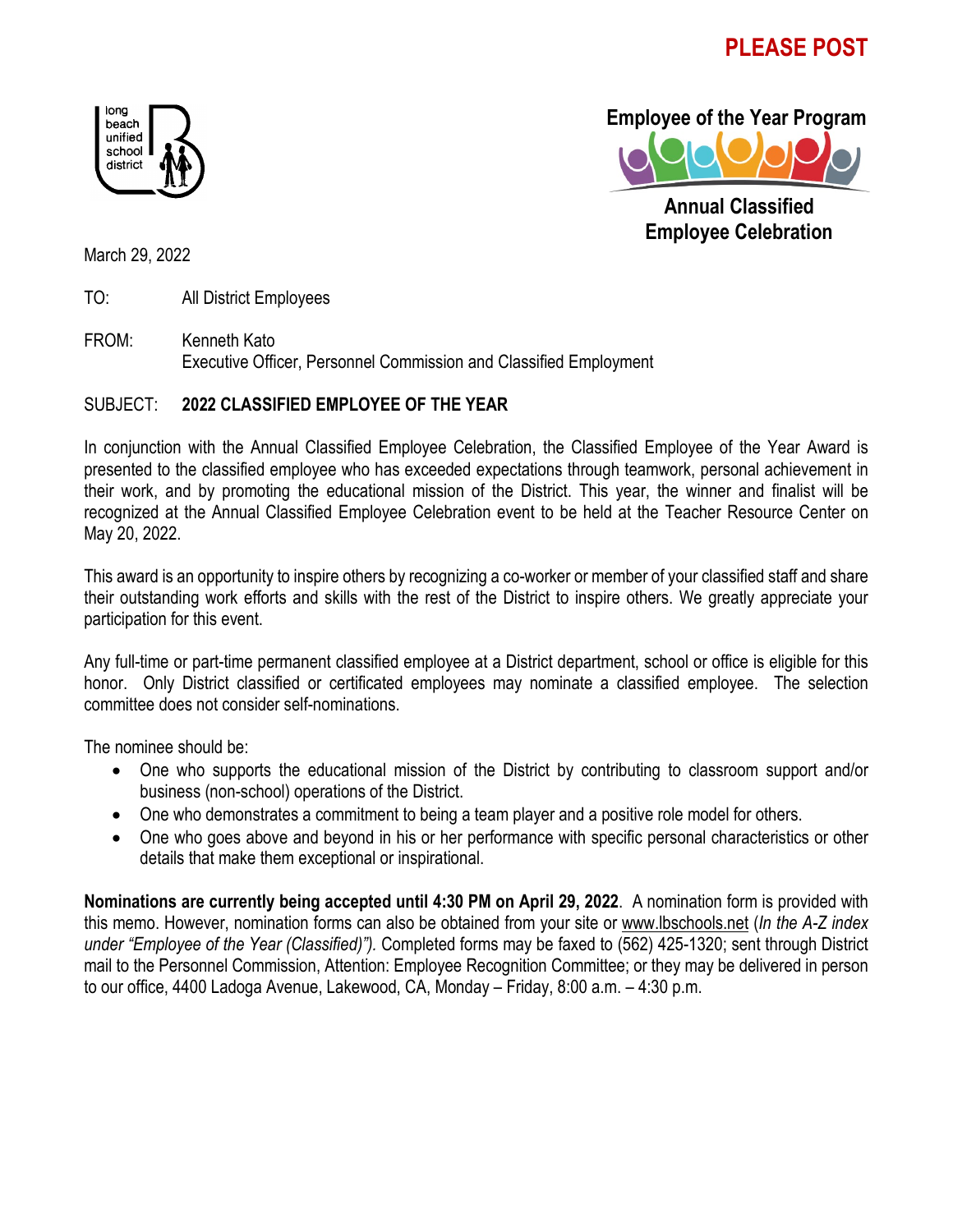**PLEASE POST**

long beach unified school district

**Employee of the Year Program**

**Annual Classified Employee Celebration**

March 29, 2022

TO: All District Employees

FROM: Kenneth Kato
Executive Officer, Personnel Commission and Classified Employment

SUBJECT: **2022 CLASSIFIED EMPLOYEE OF THE YEAR**

In conjunction with the Annual Classified Employee Celebration, the Classified Employee of the Year Award is presented to the classified employee who has exceeded expectations through teamwork, personal achievement in their work, and by promoting the educational mission of the District. This year, the winner and finalist will be recognized at the Annual Classified Employee Celebration event to be held at the Teacher Resource Center on May 20, 2022.

This award is an opportunity to inspire others by recognizing a co-worker or member of your classified staff and share their outstanding work efforts and skills with the rest of the District to inspire others. We greatly appreciate your participation for this event.

Any full-time or part-time permanent classified employee at a District department, school or office is eligible for this honor. Only District classified or certificated employees may nominate a classified employee. The selection committee does not consider self-nominations.

The nominee should be:

- One who supports the educational mission of the District by contributing to classroom support and/or business (non-school) operations of the District.
- One who demonstrates a commitment to being a team player and a positive role model for others.
- One who goes above and beyond in his or her performance with specific personal characteristics or other details that make them exceptional or inspirational.

**Nominations are currently being accepted until 4:30 PM on April 29, 2022**. A nomination form is provided with this memo. However, nomination forms can also be obtained from your site or www.lbschools.net (*In the A-Z index under "Employee of the Year (Classified)").* Completed forms may be faxed to (562) 425-1320; sent through District mail to the Personnel Commission, Attention: Employee Recognition Committee; or they may be delivered in person to our office, 4400 Ladoga Avenue, Lakewood, CA, Monday – Friday, 8:00 a.m. – 4:30 p.m.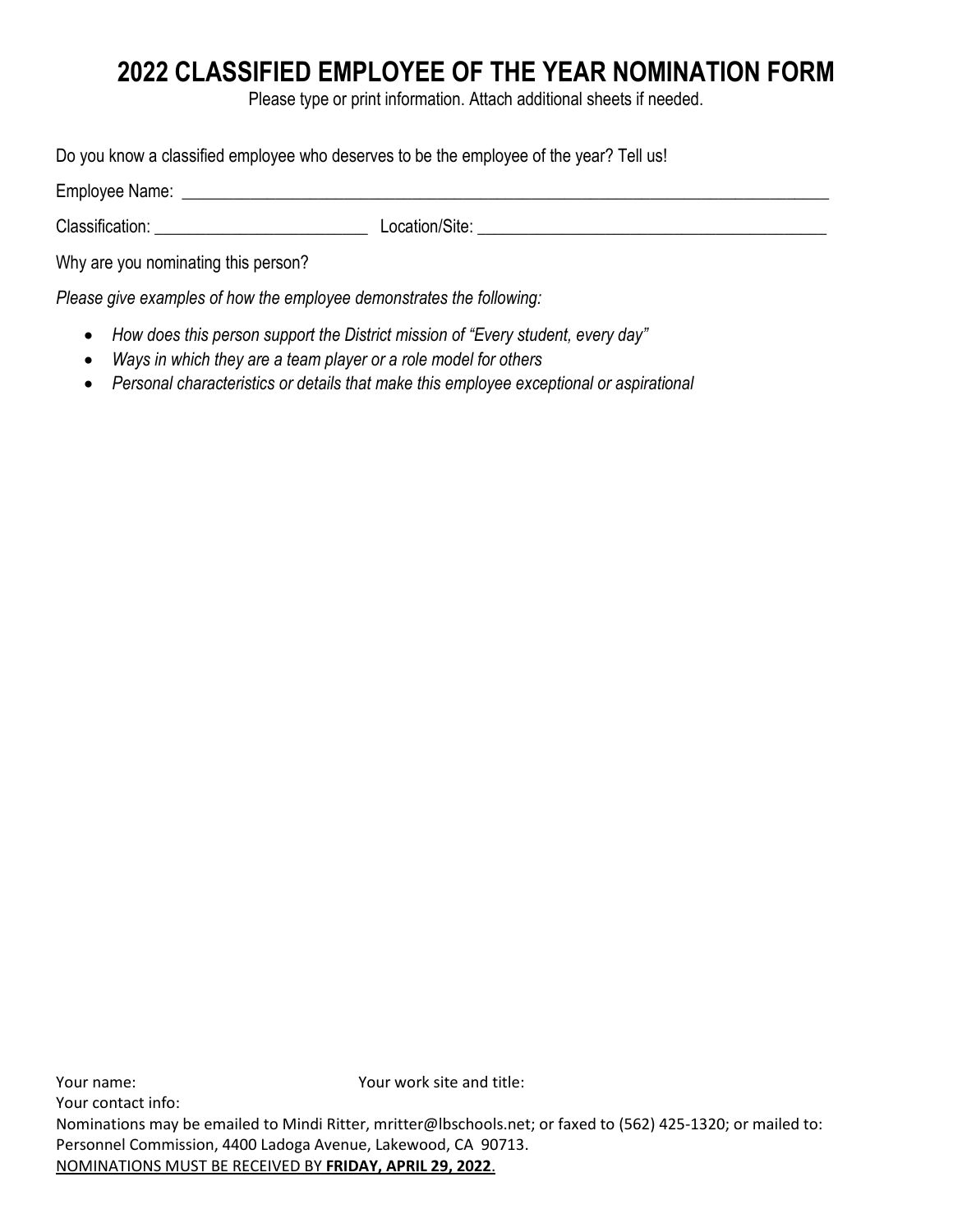# 2022 CLASSIFIED EMPLOYEE OF THE YEAR NOMINATION FORM

Please type or print information. Attach additional sheets if needed.

Do you know a classified employee who deserves to be the employee of the year? Tell us!

Employee Name: ___________________________________________________________________________

Classification: _________________________ Location/Site: _________________________________________

Why are you nominating this person?

*Please give examples of how the employee demonstrates the following:*

- *How does this person support the District mission of "Every student, every day"*
- *Ways in which they are a team player or a role model for others*
- *Personal characteristics or details that make this employee exceptional or aspirational*

Your name: Your work site and title:

Your contact info:

Nominations may be emailed to Mindi Ritter, mritter@lbschools.net; or faxed to (562) 425-1320; or mailed to: Personnel Commission, 4400 Ladoga Avenue, Lakewood, CA 90713.

NOMINATIONS MUST BE RECEIVED BY **FRIDAY, APRIL 29, 2022**.